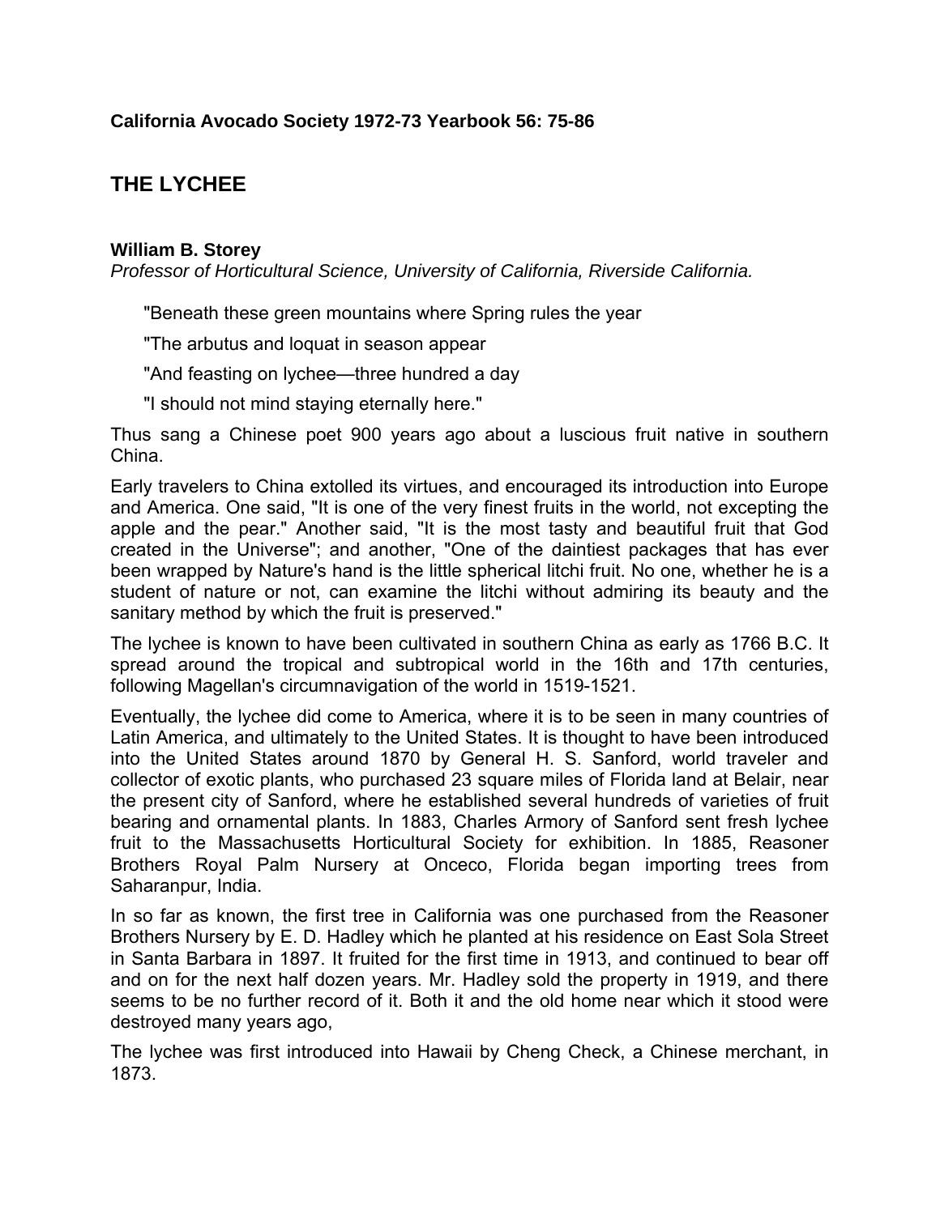**California Avocado Society 1972-73 Yearbook 56: 75-86**

# THE LYCHEE

**William B. Storey**
*Professor of Horticultural Science, University of California, Riverside California.*

> "Beneath these green mountains where Spring rules the year
>
> "The arbutus and loquat in season appear
>
> "And feasting on lychee—three hundred a day
>
> "I should not mind staying eternally here."

Thus sang a Chinese poet 900 years ago about a luscious fruit native in southern China.

Early travelers to China extolled its virtues, and encouraged its introduction into Europe and America. One said, "It is one of the very finest fruits in the world, not excepting the apple and the pear." Another said, "It is the most tasty and beautiful fruit that God created in the Universe"; and another, "One of the daintiest packages that has ever been wrapped by Nature's hand is the little spherical litchi fruit. No one, whether he is a student of nature or not, can examine the litchi without admiring its beauty and the sanitary method by which the fruit is preserved."

The lychee is known to have been cultivated in southern China as early as 1766 B.C. It spread around the tropical and subtropical world in the 16th and 17th centuries, following Magellan's circumnavigation of the world in 1519-1521.

Eventually, the lychee did come to America, where it is to be seen in many countries of Latin America, and ultimately to the United States. It is thought to have been introduced into the United States around 1870 by General H. S. Sanford, world traveler and collector of exotic plants, who purchased 23 square miles of Florida land at Belair, near the present city of Sanford, where he established several hundreds of varieties of fruit bearing and ornamental plants. In 1883, Charles Armory of Sanford sent fresh lychee fruit to the Massachusetts Horticultural Society for exhibition. In 1885, Reasoner Brothers Royal Palm Nursery at Onceco, Florida began importing trees from Saharanpur, India.

In so far as known, the first tree in California was one purchased from the Reasoner Brothers Nursery by E. D. Hadley which he planted at his residence on East Sola Street in Santa Barbara in 1897. It fruited for the first time in 1913, and continued to bear off and on for the next half dozen years. Mr. Hadley sold the property in 1919, and there seems to be no further record of it. Both it and the old home near which it stood were destroyed many years ago,

The lychee was first introduced into Hawaii by Cheng Check, a Chinese merchant, in 1873.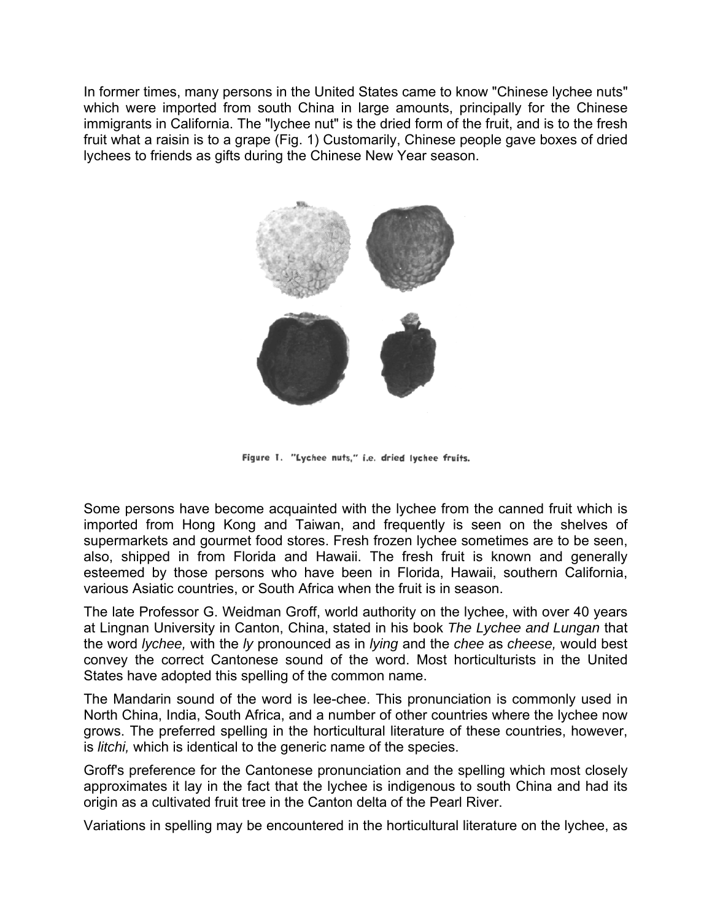In former times, many persons in the United States came to know "Chinese lychee nuts" which were imported from south China in large amounts, principally for the Chinese immigrants in California. The "lychee nut" is the dried form of the fruit, and is to the fresh fruit what a raisin is to a grape (Fig. 1) Customarily, Chinese people gave boxes of dried lychees to friends as gifts during the Chinese New Year season.

Figure 1. "Lychee nuts," i.e. dried lychee fruits.

Some persons have become acquainted with the lychee from the canned fruit which is imported from Hong Kong and Taiwan, and frequently is seen on the shelves of supermarkets and gourmet food stores. Fresh frozen lychee sometimes are to be seen, also, shipped in from Florida and Hawaii. The fresh fruit is known and generally esteemed by those persons who have been in Florida, Hawaii, southern California, various Asiatic countries, or South Africa when the fruit is in season.

The late Professor G. Weidman Groff, world authority on the lychee, with over 40 years at Lingnan University in Canton, China, stated in his book *The Lychee and Lungan* that the word *lychee,* with the *ly* pronounced as in *lying* and the *chee* as *cheese,* would best convey the correct Cantonese sound of the word. Most horticulturists in the United States have adopted this spelling of the common name.

The Mandarin sound of the word is lee-chee. This pronunciation is commonly used in North China, India, South Africa, and a number of other countries where the lychee now grows. The preferred spelling in the horticultural literature of these countries, however, is *litchi,* which is identical to the generic name of the species.

Groff's preference for the Cantonese pronunciation and the spelling which most closely approximates it lay in the fact that the lychee is indigenous to south China and had its origin as a cultivated fruit tree in the Canton delta of the Pearl River.

Variations in spelling may be encountered in the horticultural literature on the lychee, as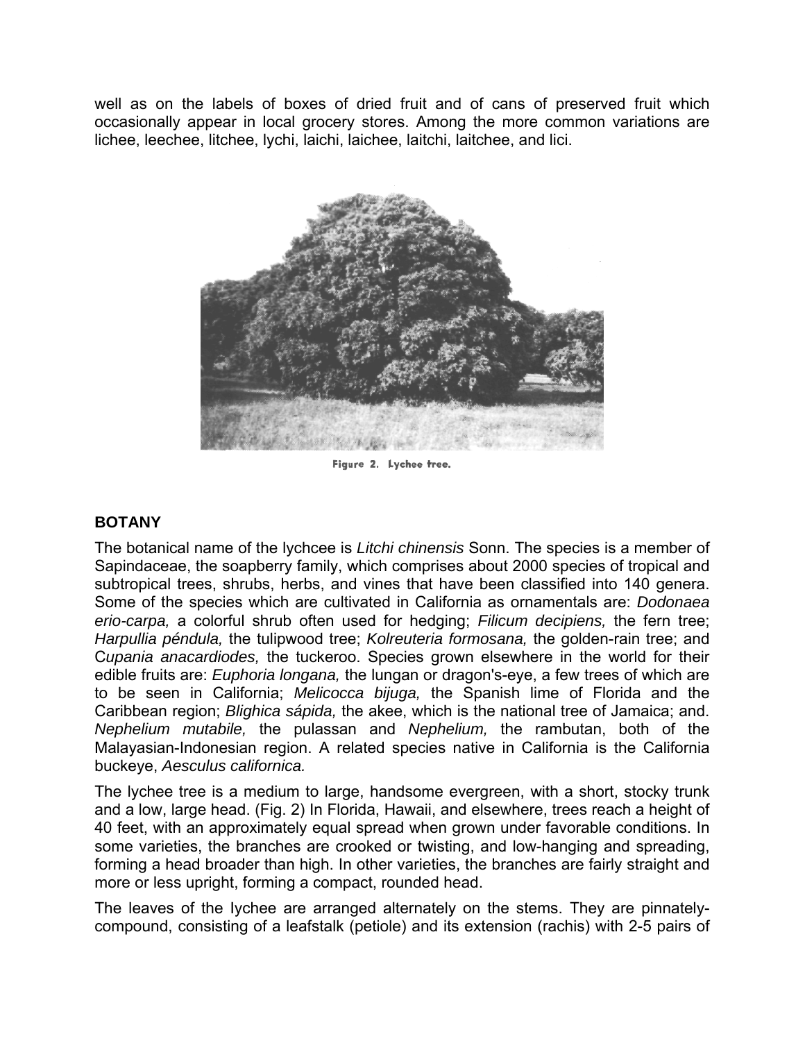well as on the labels of boxes of dried fruit and of cans of preserved fruit which occasionally appear in local grocery stores. Among the more common variations are lichee, leechee, litchee, lychi, laichi, laichee, laitchi, laitchee, and lici.

Figure 2. Lychee tree.

## BOTANY

The botanical name of the lychcee is *Litchi chinensis* Sonn. The species is a member of Sapindaceae, the soapberry family, which comprises about 2000 species of tropical and subtropical trees, shrubs, herbs, and vines that have been classified into 140 genera. Some of the species which are cultivated in California as ornamentals are: *Dodonaea erio-carpa,* a colorful shrub often used for hedging; *Filicum decipiens,* the fern tree; *Harpullia péndula,* the tulipwood tree; *Kolreuteria formosana,* the golden-rain tree; and C*upania anacardiodes,* the tuckeroo. Species grown elsewhere in the world for their edible fruits are: *Euphoria longana,* the lungan or dragon's-eye, a few trees of which are to be seen in California; *Melicocca bijuga,* the Spanish lime of Florida and the Caribbean region; *Blighica sápida,* the akee, which is the national tree of Jamaica; and. *Nephelium mutabile,* the pulassan and *Nephelium,* the rambutan, both of the Malayasian-Indonesian region. A related species native in California is the California buckeye, *Aesculus californica.*

The lychee tree is a medium to large, handsome evergreen, with a short, stocky trunk and a low, large head. (Fig. 2) In Florida, Hawaii, and elsewhere, trees reach a height of 40 feet, with an approximately equal spread when grown under favorable conditions. In some varieties, the branches are crooked or twisting, and low-hanging and spreading, forming a head broader than high. In other varieties, the branches are fairly straight and more or less upright, forming a compact, rounded head.

The leaves of the lychee are arranged alternately on the stems. They are pinnately-compound, consisting of a leafstalk (petiole) and its extension (rachis) with 2-5 pairs of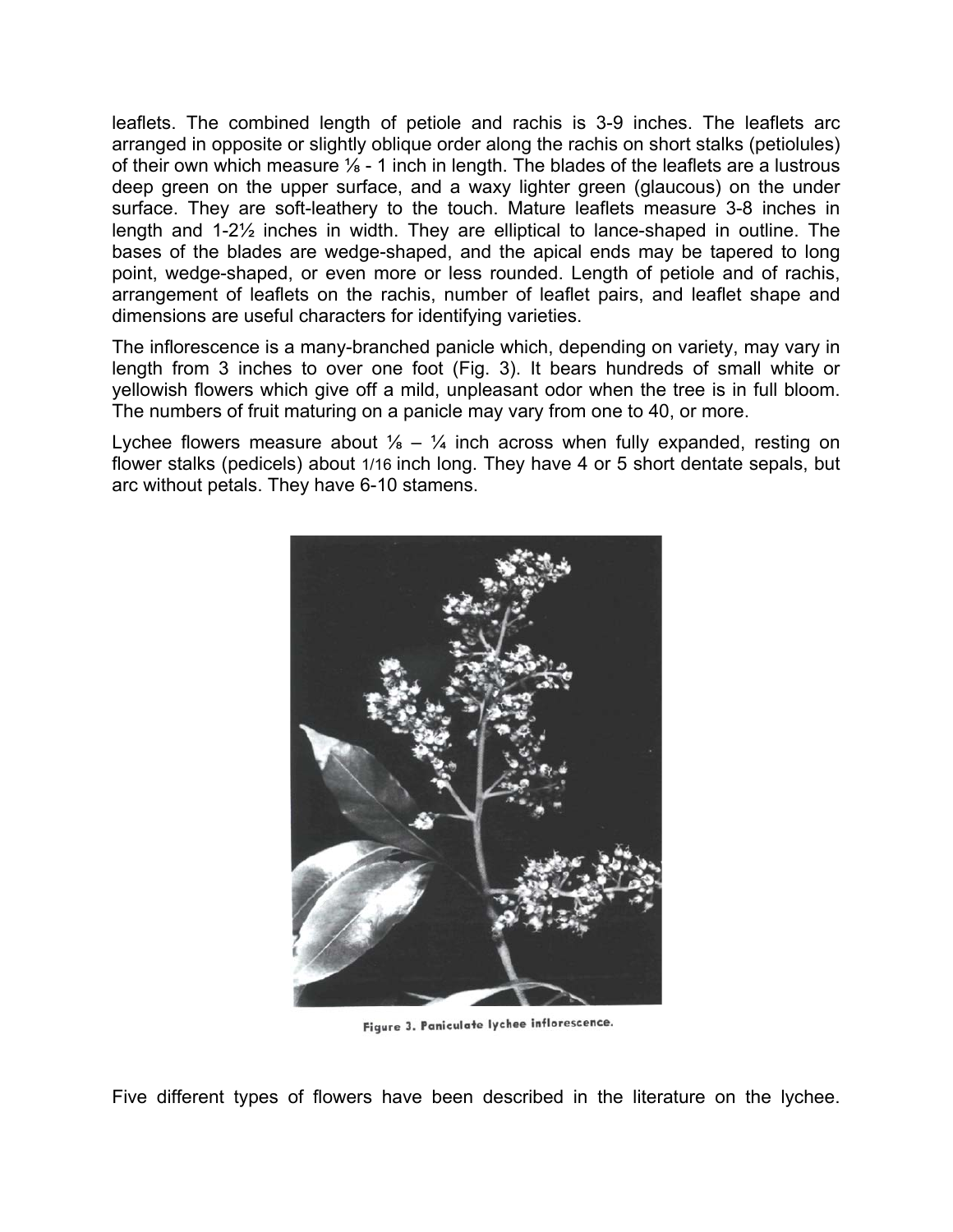leaflets. The combined length of petiole and rachis is 3-9 inches. The leaflets arc arranged in opposite or slightly oblique order along the rachis on short stalks (petiolules) of their own which measure ⅛ - 1 inch in length. The blades of the leaflets are a lustrous deep green on the upper surface, and a waxy lighter green (glaucous) on the under surface. They are soft-leathery to the touch. Mature leaflets measure 3-8 inches in length and 1-2½ inches in width. They are elliptical to lance-shaped in outline. The bases of the blades are wedge-shaped, and the apical ends may be tapered to long point, wedge-shaped, or even more or less rounded. Length of petiole and of rachis, arrangement of leaflets on the rachis, number of leaflet pairs, and leaflet shape and dimensions are useful characters for identifying varieties.

The inflorescence is a many-branched panicle which, depending on variety, may vary in length from 3 inches to over one foot (Fig. 3). It bears hundreds of small white or yellowish flowers which give off a mild, unpleasant odor when the tree is in full bloom. The numbers of fruit maturing on a panicle may vary from one to 40, or more.

Lychee flowers measure about ⅛ – ¼ inch across when fully expanded, resting on flower stalks (pedicels) about 1/16 inch long. They have 4 or 5 short dentate sepals, but arc without petals. They have 6-10 stamens.

Figure 3. Paniculate lychee inflorescence.

Five different types of flowers have been described in the literature on the lychee.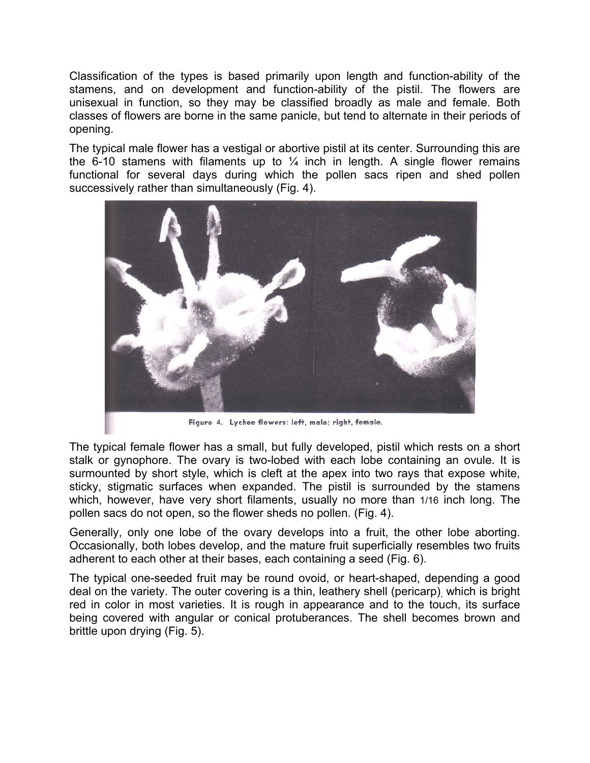Classification of the types is based primarily upon length and function-ability of the stamens, and on development and function-ability of the pistil. The flowers are unisexual in function, so they may be classified broadly as male and female. Both classes of flowers are borne in the same panicle, but tend to alternate in their periods of opening.

The typical male flower has a vestigal or abortive pistil at its center. Surrounding this are the 6-10 stamens with filaments up to ¼ inch in length. A single flower remains functional for several days during which the pollen sacs ripen and shed pollen successively rather than simultaneously (Fig. 4).

Figure 4. Lychee flowers: left, male; right, female.

The typical female flower has a small, but fully developed, pistil which rests on a short stalk or gynophore. The ovary is two-lobed with each lobe containing an ovule. It is surmounted by short style, which is cleft at the apex into two rays that expose white, sticky, stigmatic surfaces when expanded. The pistil is surrounded by the stamens which, however, have very short filaments, usually no more than 1/16 inch long. The pollen sacs do not open, so the flower sheds no pollen. (Fig. 4).

Generally, only one lobe of the ovary develops into a fruit, the other lobe aborting. Occasionally, both lobes develop, and the mature fruit superficially resembles two fruits adherent to each other at their bases, each containing a seed (Fig. 6).

The typical one-seeded fruit may be round ovoid, or heart-shaped, depending a good deal on the variety. The outer covering is a thin, leathery shell (pericarp), which is bright red in color in most varieties. It is rough in appearance and to the touch, its surface being covered with angular or conical protuberances. The shell becomes brown and brittle upon drying (Fig. 5).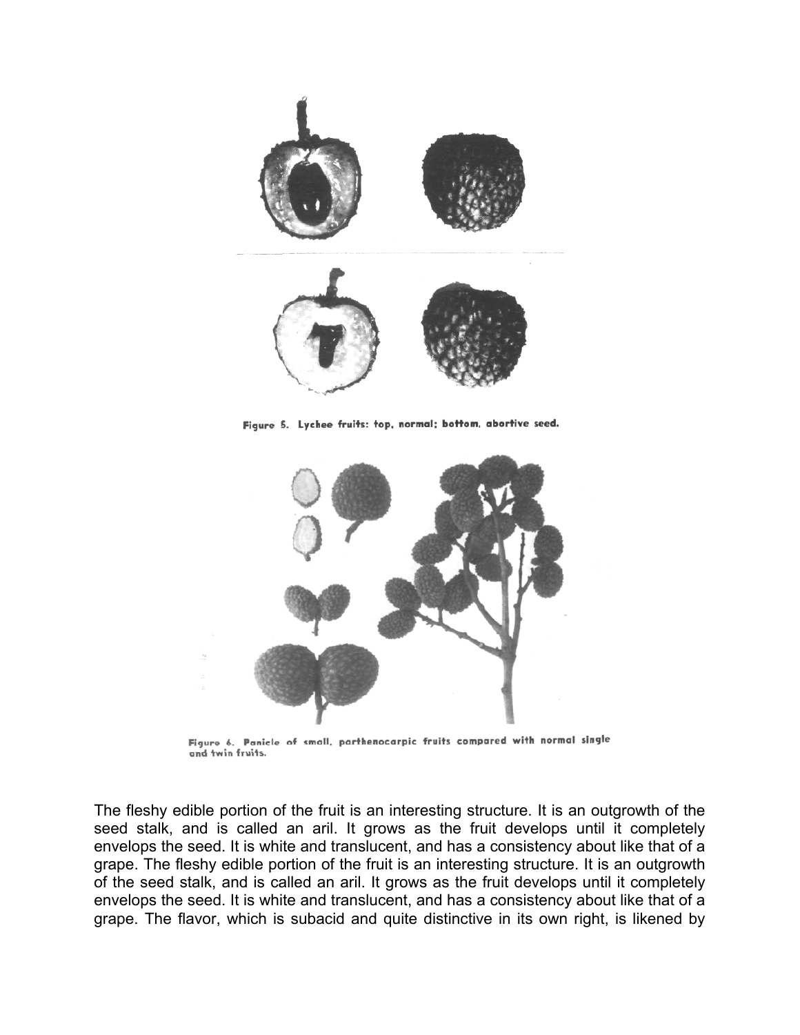Figure 5. Lychee fruits: top, normal; bottom, abortive seed.

Figure 6. Panicle of small, parthenocarpic fruits compared with normal single and twin fruits.

The fleshy edible portion of the fruit is an interesting structure. It is an outgrowth of the seed stalk, and is called an aril. It grows as the fruit develops until it completely envelops the seed. It is white and translucent, and has a consistency about like that of a grape. The fleshy edible portion of the fruit is an interesting structure. It is an outgrowth of the seed stalk, and is called an aril. It grows as the fruit develops until it completely envelops the seed. It is white and translucent, and has a consistency about like that of a grape. The flavor, which is subacid and quite distinctive in its own right, is likened by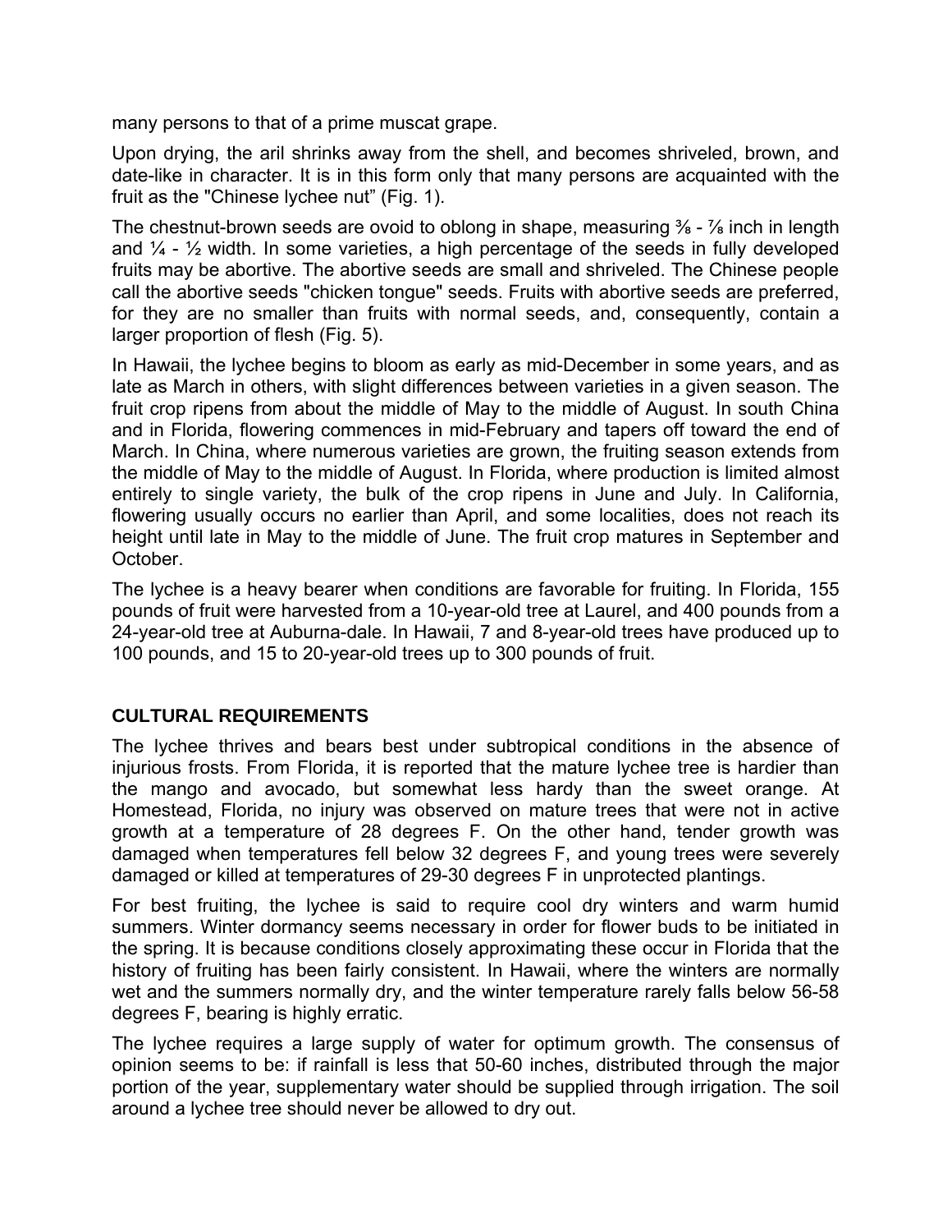many persons to that of a prime muscat grape.

Upon drying, the aril shrinks away from the shell, and becomes shriveled, brown, and date-like in character. It is in this form only that many persons are acquainted with the fruit as the "Chinese lychee nut" (Fig. 1).

The chestnut-brown seeds are ovoid to oblong in shape, measuring ⅜ - ⅞ inch in length and ¼ - ½ width. In some varieties, a high percentage of the seeds in fully developed fruits may be abortive. The abortive seeds are small and shriveled. The Chinese people call the abortive seeds "chicken tongue" seeds. Fruits with abortive seeds are preferred, for they are no smaller than fruits with normal seeds, and, consequently, contain a larger proportion of flesh (Fig. 5).

In Hawaii, the lychee begins to bloom as early as mid-December in some years, and as late as March in others, with slight differences between varieties in a given season. The fruit crop ripens from about the middle of May to the middle of August. In south China and in Florida, flowering commences in mid-February and tapers off toward the end of March. In China, where numerous varieties are grown, the fruiting season extends from the middle of May to the middle of August. In Florida, where production is limited almost entirely to single variety, the bulk of the crop ripens in June and July. In California, flowering usually occurs no earlier than April, and some localities, does not reach its height until late in May to the middle of June. The fruit crop matures in September and October.

The lychee is a heavy bearer when conditions are favorable for fruiting. In Florida, 155 pounds of fruit were harvested from a 10-year-old tree at Laurel, and 400 pounds from a 24-year-old tree at Auburna-dale. In Hawaii, 7 and 8-year-old trees have produced up to 100 pounds, and 15 to 20-year-old trees up to 300 pounds of fruit.

## CULTURAL REQUIREMENTS

The lychee thrives and bears best under subtropical conditions in the absence of injurious frosts. From Florida, it is reported that the mature lychee tree is hardier than the mango and avocado, but somewhat less hardy than the sweet orange. At Homestead, Florida, no injury was observed on mature trees that were not in active growth at a temperature of 28 degrees F. On the other hand, tender growth was damaged when temperatures fell below 32 degrees F, and young trees were severely damaged or killed at temperatures of 29-30 degrees F in unprotected plantings.

For best fruiting, the lychee is said to require cool dry winters and warm humid summers. Winter dormancy seems necessary in order for flower buds to be initiated in the spring. It is because conditions closely approximating these occur in Florida that the history of fruiting has been fairly consistent. In Hawaii, where the winters are normally wet and the summers normally dry, and the winter temperature rarely falls below 56-58 degrees F, bearing is highly erratic.

The lychee requires a large supply of water for optimum growth. The consensus of opinion seems to be: if rainfall is less that 50-60 inches, distributed through the major portion of the year, supplementary water should be supplied through irrigation. The soil around a lychee tree should never be allowed to dry out.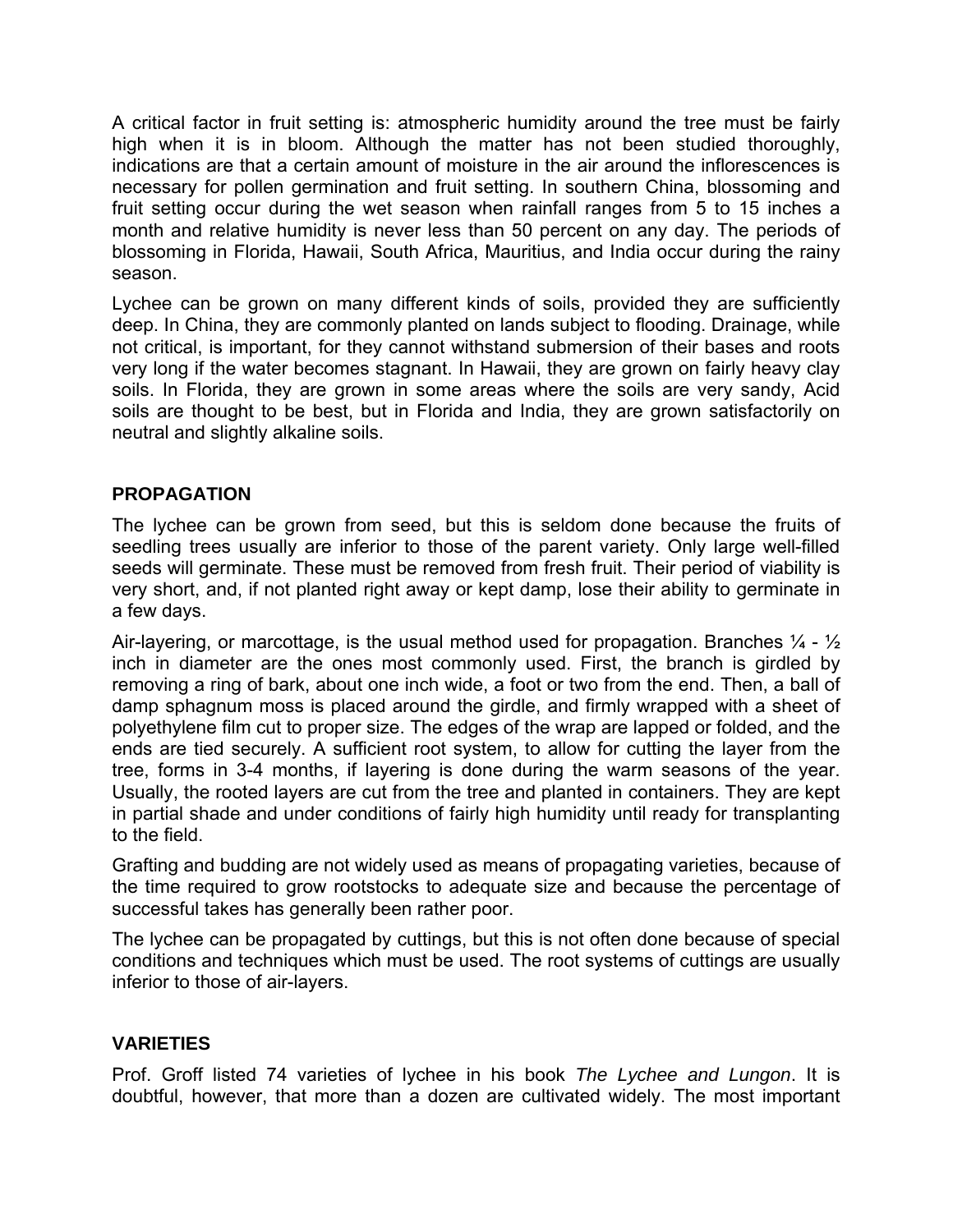A critical factor in fruit setting is: atmospheric humidity around the tree must be fairly high when it is in bloom. Although the matter has not been studied thoroughly, indications are that a certain amount of moisture in the air around the inflorescences is necessary for pollen germination and fruit setting. In southern China, blossoming and fruit setting occur during the wet season when rainfall ranges from 5 to 15 inches a month and relative humidity is never less than 50 percent on any day. The periods of blossoming in Florida, Hawaii, South Africa, Mauritius, and India occur during the rainy season.

Lychee can be grown on many different kinds of soils, provided they are sufficiently deep. In China, they are commonly planted on lands subject to flooding. Drainage, while not critical, is important, for they cannot withstand submersion of their bases and roots very long if the water becomes stagnant. In Hawaii, they are grown on fairly heavy clay soils. In Florida, they are grown in some areas where the soils are very sandy, Acid soils are thought to be best, but in Florida and India, they are grown satisfactorily on neutral and slightly alkaline soils.

## PROPAGATION

The lychee can be grown from seed, but this is seldom done because the fruits of seedling trees usually are inferior to those of the parent variety. Only large well-filled seeds will germinate. These must be removed from fresh fruit. Their period of viability is very short, and, if not planted right away or kept damp, lose their ability to germinate in a few days.

Air-layering, or marcottage, is the usual method used for propagation. Branches ¼ - ½ inch in diameter are the ones most commonly used. First, the branch is girdled by removing a ring of bark, about one inch wide, a foot or two from the end. Then, a ball of damp sphagnum moss is placed around the girdle, and firmly wrapped with a sheet of polyethylene film cut to proper size. The edges of the wrap are lapped or folded, and the ends are tied securely. A sufficient root system, to allow for cutting the layer from the tree, forms in 3-4 months, if layering is done during the warm seasons of the year. Usually, the rooted layers are cut from the tree and planted in containers. They are kept in partial shade and under conditions of fairly high humidity until ready for transplanting to the field.

Grafting and budding are not widely used as means of propagating varieties, because of the time required to grow rootstocks to adequate size and because the percentage of successful takes has generally been rather poor.

The lychee can be propagated by cuttings, but this is not often done because of special conditions and techniques which must be used. The root systems of cuttings are usually inferior to those of air-layers.

## VARIETIES

Prof. Groff listed 74 varieties of lychee in his book *The Lychee and Lungon*. It is doubtful, however, that more than a dozen are cultivated widely. The most important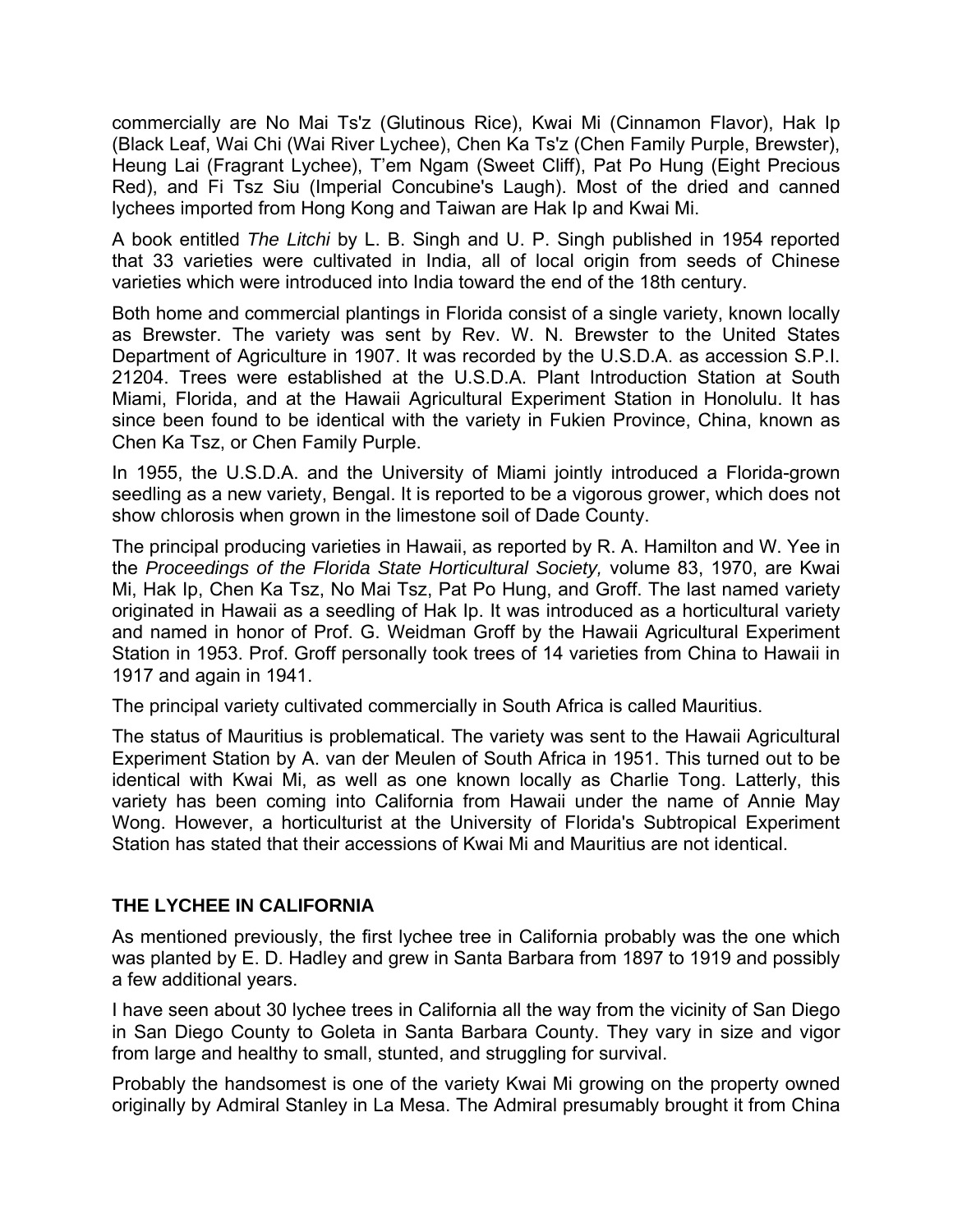commercially are No Mai Ts'z (Glutinous Rice), Kwai Mi (Cinnamon Flavor), Hak Ip (Black Leaf, Wai Chi (Wai River Lychee), Chen Ka Ts'z (Chen Family Purple, Brewster), Heung Lai (Fragrant Lychee), T'em Ngam (Sweet Cliff), Pat Po Hung (Eight Precious Red), and Fi Tsz Siu (Imperial Concubine's Laugh). Most of the dried and canned lychees imported from Hong Kong and Taiwan are Hak Ip and Kwai Mi.

A book entitled *The Litchi* by L. B. Singh and U. P. Singh published in 1954 reported that 33 varieties were cultivated in India, all of local origin from seeds of Chinese varieties which were introduced into India toward the end of the 18th century.

Both home and commercial plantings in Florida consist of a single variety, known locally as Brewster. The variety was sent by Rev. W. N. Brewster to the United States Department of Agriculture in 1907. It was recorded by the U.S.D.A. as accession S.P.I. 21204. Trees were established at the U.S.D.A. Plant Introduction Station at South Miami, Florida, and at the Hawaii Agricultural Experiment Station in Honolulu. It has since been found to be identical with the variety in Fukien Province, China, known as Chen Ka Tsz, or Chen Family Purple.

In 1955, the U.S.D.A. and the University of Miami jointly introduced a Florida-grown seedling as a new variety, Bengal. It is reported to be a vigorous grower, which does not show chlorosis when grown in the limestone soil of Dade County.

The principal producing varieties in Hawaii, as reported by R. A. Hamilton and W. Yee in the *Proceedings of the Florida State Horticultural Society,* volume 83, 1970, are Kwai Mi, Hak Ip, Chen Ka Tsz, No Mai Tsz, Pat Po Hung, and Groff. The last named variety originated in Hawaii as a seedling of Hak Ip. It was introduced as a horticultural variety and named in honor of Prof. G. Weidman Groff by the Hawaii Agricultural Experiment Station in 1953. Prof. Groff personally took trees of 14 varieties from China to Hawaii in 1917 and again in 1941.

The principal variety cultivated commercially in South Africa is called Mauritius.

The status of Mauritius is problematical. The variety was sent to the Hawaii Agricultural Experiment Station by A. van der Meulen of South Africa in 1951. This turned out to be identical with Kwai Mi, as well as one known locally as Charlie Tong. Latterly, this variety has been coming into California from Hawaii under the name of Annie May Wong. However, a horticulturist at the University of Florida's Subtropical Experiment Station has stated that their accessions of Kwai Mi and Mauritius are not identical.

## THE LYCHEE IN CALIFORNIA

As mentioned previously, the first lychee tree in California probably was the one which was planted by E. D. Hadley and grew in Santa Barbara from 1897 to 1919 and possibly a few additional years.

I have seen about 30 lychee trees in California all the way from the vicinity of San Diego in San Diego County to Goleta in Santa Barbara County. They vary in size and vigor from large and healthy to small, stunted, and struggling for survival.

Probably the handsomest is one of the variety Kwai Mi growing on the property owned originally by Admiral Stanley in La Mesa. The Admiral presumably brought it from China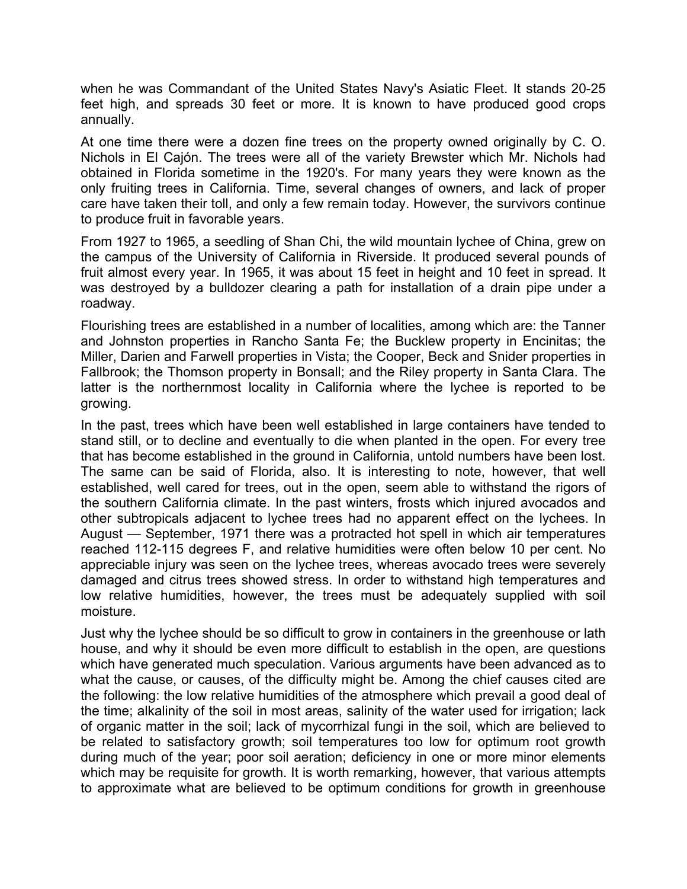when he was Commandant of the United States Navy's Asiatic Fleet. It stands 20-25 feet high, and spreads 30 feet or more. It is known to have produced good crops annually.

At one time there were a dozen fine trees on the property owned originally by C. O. Nichols in El Cajón. The trees were all of the variety Brewster which Mr. Nichols had obtained in Florida sometime in the 1920's. For many years they were known as the only fruiting trees in California. Time, several changes of owners, and lack of proper care have taken their toll, and only a few remain today. However, the survivors continue to produce fruit in favorable years.

From 1927 to 1965, a seedling of Shan Chi, the wild mountain lychee of China, grew on the campus of the University of California in Riverside. It produced several pounds of fruit almost every year. In 1965, it was about 15 feet in height and 10 feet in spread. It was destroyed by a bulldozer clearing a path for installation of a drain pipe under a roadway.

Flourishing trees are established in a number of localities, among which are: the Tanner and Johnston properties in Rancho Santa Fe; the Bucklew property in Encinitas; the Miller, Darien and Farwell properties in Vista; the Cooper, Beck and Snider properties in Fallbrook; the Thomson property in Bonsall; and the Riley property in Santa Clara. The latter is the northernmost locality in California where the lychee is reported to be growing.

In the past, trees which have been well established in large containers have tended to stand still, or to decline and eventually to die when planted in the open. For every tree that has become established in the ground in California, untold numbers have been lost. The same can be said of Florida, also. It is interesting to note, however, that well established, well cared for trees, out in the open, seem able to withstand the rigors of the southern California climate. In the past winters, frosts which injured avocados and other subtropicals adjacent to lychee trees had no apparent effect on the lychees. In August — September, 1971 there was a protracted hot spell in which air temperatures reached 112-115 degrees F, and relative humidities were often below 10 per cent. No appreciable injury was seen on the lychee trees, whereas avocado trees were severely damaged and citrus trees showed stress. In order to withstand high temperatures and low relative humidities, however, the trees must be adequately supplied with soil moisture.

Just why the lychee should be so difficult to grow in containers in the greenhouse or lath house, and why it should be even more difficult to establish in the open, are questions which have generated much speculation. Various arguments have been advanced as to what the cause, or causes, of the difficulty might be. Among the chief causes cited are the following: the low relative humidities of the atmosphere which prevail a good deal of the time; alkalinity of the soil in most areas, salinity of the water used for irrigation; lack of organic matter in the soil; lack of mycorrhizal fungi in the soil, which are believed to be related to satisfactory growth; soil temperatures too low for optimum root growth during much of the year; poor soil aeration; deficiency in one or more minor elements which may be requisite for growth. It is worth remarking, however, that various attempts to approximate what are believed to be optimum conditions for growth in greenhouse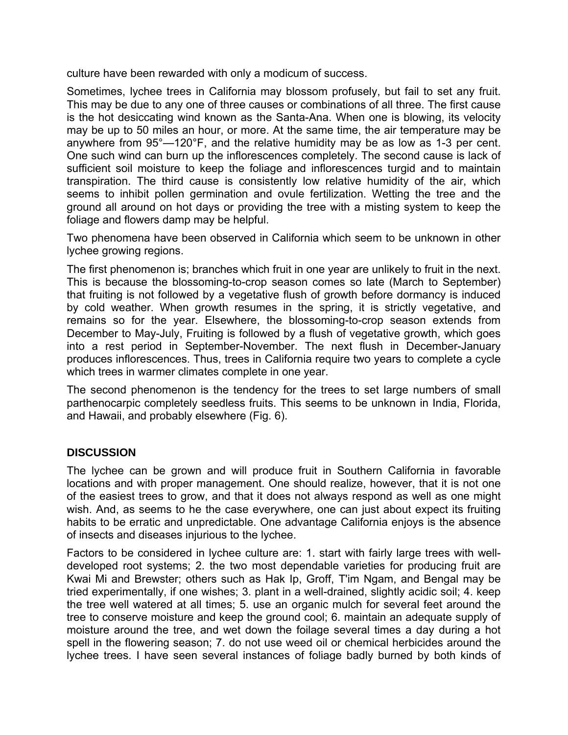culture have been rewarded with only a modicum of success.

Sometimes, lychee trees in California may blossom profusely, but fail to set any fruit. This may be due to any one of three causes or combinations of all three. The first cause is the hot desiccating wind known as the Santa-Ana. When one is blowing, its velocity may be up to 50 miles an hour, or more. At the same time, the air temperature may be anywhere from 95°—120°F, and the relative humidity may be as low as 1-3 per cent. One such wind can burn up the inflorescences completely. The second cause is lack of sufficient soil moisture to keep the foliage and inflorescences turgid and to maintain transpiration. The third cause is consistently low relative humidity of the air, which seems to inhibit pollen germination and ovule fertilization. Wetting the tree and the ground all around on hot days or providing the tree with a misting system to keep the foliage and flowers damp may be helpful.

Two phenomena have been observed in California which seem to be unknown in other lychee growing regions.

The first phenomenon is; branches which fruit in one year are unlikely to fruit in the next. This is because the blossoming-to-crop season comes so late (March to September) that fruiting is not followed by a vegetative flush of growth before dormancy is induced by cold weather. When growth resumes in the spring, it is strictly vegetative, and remains so for the year. Elsewhere, the blossoming-to-crop season extends from December to May-July, Fruiting is followed by a flush of vegetative growth, which goes into a rest period in September-November. The next flush in December-January produces inflorescences. Thus, trees in California require two years to complete a cycle which trees in warmer climates complete in one year.

The second phenomenon is the tendency for the trees to set large numbers of small parthenocarpic completely seedless fruits. This seems to be unknown in India, Florida, and Hawaii, and probably elsewhere (Fig. 6).

## DISCUSSION

The lychee can be grown and will produce fruit in Southern California in favorable locations and with proper management. One should realize, however, that it is not one of the easiest trees to grow, and that it does not always respond as well as one might wish. And, as seems to he the case everywhere, one can just about expect its fruiting habits to be erratic and unpredictable. One advantage California enjoys is the absence of insects and diseases injurious to the lychee.

Factors to be considered in lychee culture are: 1. start with fairly large trees with well-developed root systems; 2. the two most dependable varieties for producing fruit are Kwai Mi and Brewster; others such as Hak Ip, Groff, T'im Ngam, and Bengal may be tried experimentally, if one wishes; 3. plant in a well-drained, slightly acidic soil; 4. keep the tree well watered at all times; 5. use an organic mulch for several feet around the tree to conserve moisture and keep the ground cool; 6. maintain an adequate supply of moisture around the tree, and wet down the foilage several times a day during a hot spell in the flowering season; 7. do not use weed oil or chemical herbicides around the lychee trees. I have seen several instances of foliage badly burned by both kinds of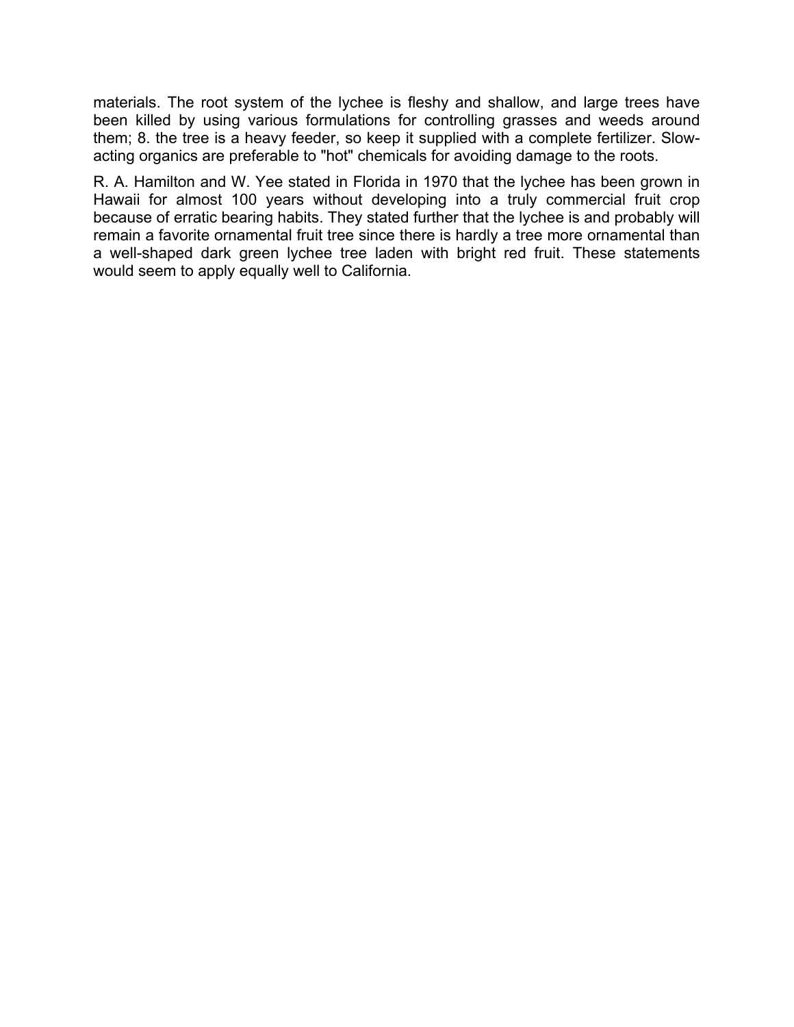materials. The root system of the lychee is fleshy and shallow, and large trees have been killed by using various formulations for controlling grasses and weeds around them; 8. the tree is a heavy feeder, so keep it supplied with a complete fertilizer. Slow-acting organics are preferable to "hot" chemicals for avoiding damage to the roots.

R. A. Hamilton and W. Yee stated in Florida in 1970 that the lychee has been grown in Hawaii for almost 100 years without developing into a truly commercial fruit crop because of erratic bearing habits. They stated further that the lychee is and probably will remain a favorite ornamental fruit tree since there is hardly a tree more ornamental than a well-shaped dark green lychee tree laden with bright red fruit. These statements would seem to apply equally well to California.